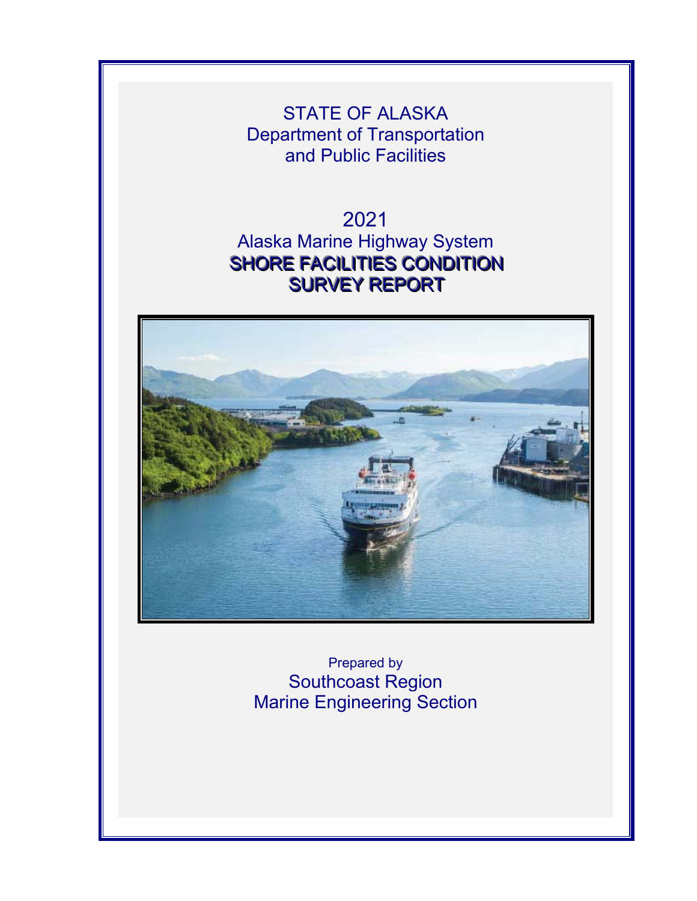STATE OF ALASKA
Department of Transportation
and Public Facilities

# 2021
## Alaska Marine Highway System
# SHORE FACILITIES CONDITION SURVEY REPORT

Prepared by
Southcoast Region
Marine Engineering Section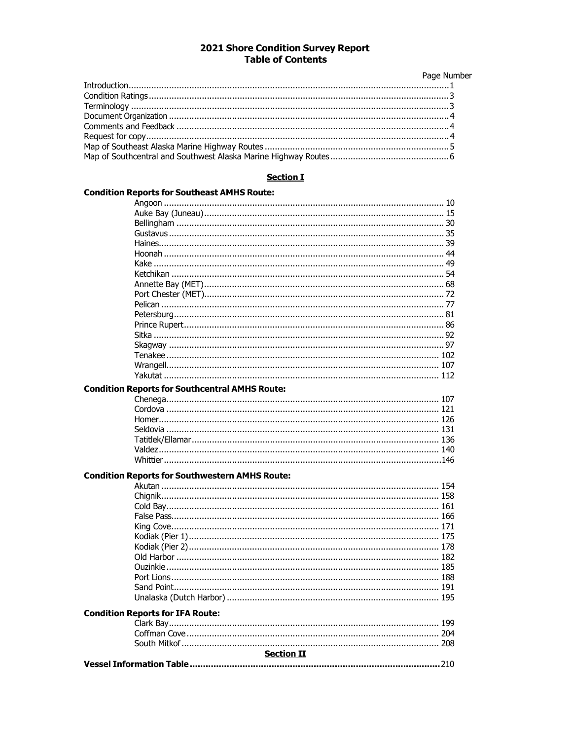# 2021 Shore Condition Survey Report
## Table of Contents

| | Page Number |
|---|---|
| Introduction | 1 |
| Condition Ratings | 3 |
| Terminology | 3 |
| Document Organization | 4 |
| Comments and Feedback | 4 |
| Request for copy | 4 |
| Map of Southeast Alaska Marine Highway Routes | 5 |
| Map of Southcentral and Southwest Alaska Marine Highway Routes | 6 |

## Section I

**Condition Reports for Southeast AMHS Route:**

| | |
|---|---|
| Angoon | 10 |
| Auke Bay (Juneau) | 15 |
| Bellingham | 30 |
| Gustavus | 35 |
| Haines | 39 |
| Hoonah | 44 |
| Kake | 49 |
| Ketchikan | 54 |
| Annette Bay (MET) | 68 |
| Port Chester (MET) | 72 |
| Pelican | 77 |
| Petersburg | 81 |
| Prince Rupert | 86 |
| Sitka | 92 |
| Skagway | 97 |
| Tenakee | 102 |
| Wrangell | 107 |
| Yakutat | 112 |

**Condition Reports for Southcentral AMHS Route:**

| | |
|---|---|
| Chenega | 107 |
| Cordova | 121 |
| Homer | 126 |
| Seldovia | 131 |
| Tatitlek/Ellamar | 136 |
| Valdez | 140 |
| Whittier | 146 |

**Condition Reports for Southwestern AMHS Route:**

| | |
|---|---|
| Akutan | 154 |
| Chignik | 158 |
| Cold Bay | 161 |
| False Pass | 166 |
| King Cove | 171 |
| Kodiak (Pier 1) | 175 |
| Kodiak (Pier 2) | 178 |
| Old Harbor | 182 |
| Ouzinkie | 185 |
| Port Lions | 188 |
| Sand Point | 191 |
| Unalaska (Dutch Harbor) | 195 |

**Condition Reports for IFA Route:**

| | |
|---|---|
| Clark Bay | 199 |
| Coffman Cove | 204 |
| South Mitkof | 208 |

## Section II

**Vessel Information Table** ..... **210**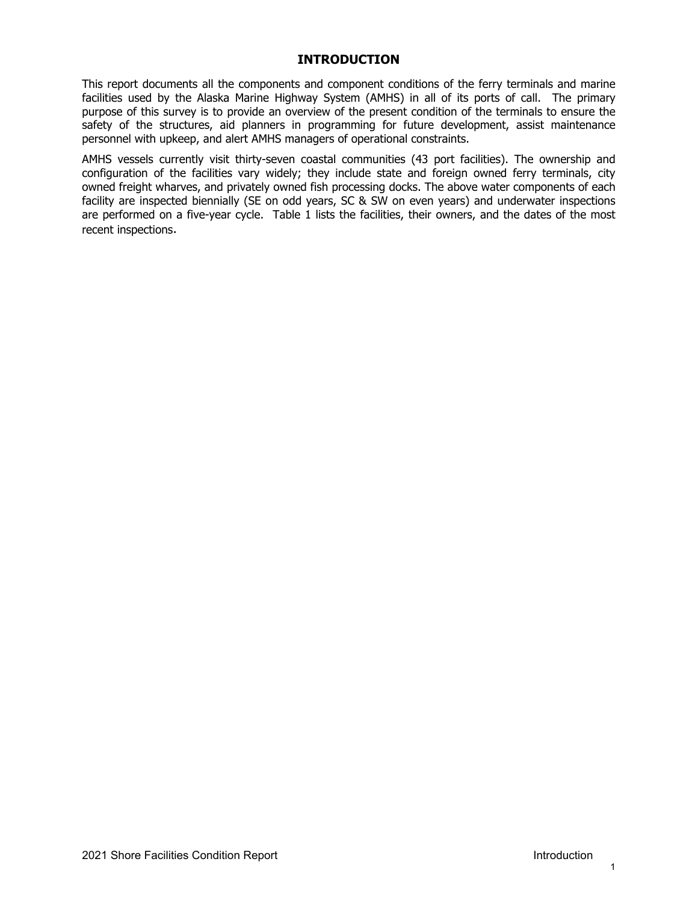# INTRODUCTION

This report documents all the components and component conditions of the ferry terminals and marine facilities used by the Alaska Marine Highway System (AMHS) in all of its ports of call. The primary purpose of this survey is to provide an overview of the present condition of the terminals to ensure the safety of the structures, aid planners in programming for future development, assist maintenance personnel with upkeep, and alert AMHS managers of operational constraints.

AMHS vessels currently visit thirty-seven coastal communities (43 port facilities). The ownership and configuration of the facilities vary widely; they include state and foreign owned ferry terminals, city owned freight wharves, and privately owned fish processing docks. The above water components of each facility are inspected biennially (SE on odd years, SC & SW on even years) and underwater inspections are performed on a five-year cycle. Table 1 lists the facilities, their owners, and the dates of the most recent inspections.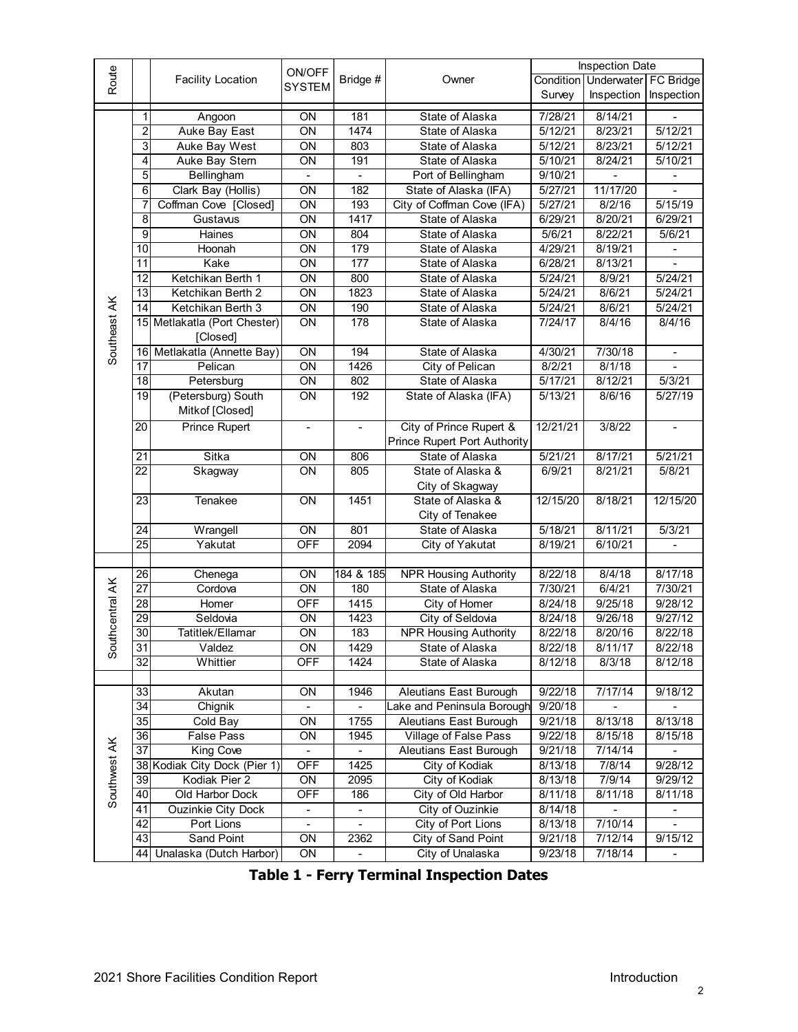| Route | | Facility Location | ON/OFF SYSTEM | Bridge # | Owner | Inspection Date | | |
|---|---|---|---|---|---|---|---|---|
| | | | | | | Condition Survey | Underwater Inspection | FC Bridge Inspection |
| Southeast AK | 1 | Angoon | ON | 181 | State of Alaska | 7/28/21 | 8/14/21 | - |
| | 2 | Auke Bay East | ON | 1474 | State of Alaska | 5/12/21 | 8/23/21 | 5/12/21 |
| | 3 | Auke Bay West | ON | 803 | State of Alaska | 5/12/21 | 8/23/21 | 5/12/21 |
| | 4 | Auke Bay Stern | ON | 191 | State of Alaska | 5/10/21 | 8/24/21 | 5/10/21 |
| | 5 | Bellingham | - | - | Port of Bellingham | 9/10/21 | - | - |
| | 6 | Clark Bay (Hollis) | ON | 182 | State of Alaska (IFA) | 5/27/21 | 11/17/20 | - |
| | 7 | Coffman Cove [Closed] | ON | 193 | City of Coffman Cove (IFA) | 5/27/21 | 8/2/16 | 5/15/19 |
| | 8 | Gustavus | ON | 1417 | State of Alaska | 6/29/21 | 8/20/21 | 6/29/21 |
| | 9 | Haines | ON | 804 | State of Alaska | 5/6/21 | 8/22/21 | 5/6/21 |
| | 10 | Hoonah | ON | 179 | State of Alaska | 4/29/21 | 8/19/21 | - |
| | 11 | Kake | ON | 177 | State of Alaska | 6/28/21 | 8/13/21 | - |
| | 12 | Ketchikan Berth 1 | ON | 800 | State of Alaska | 5/24/21 | 8/9/21 | 5/24/21 |
| | 13 | Ketchikan Berth 2 | ON | 1823 | State of Alaska | 5/24/21 | 8/6/21 | 5/24/21 |
| | 14 | Ketchikan Berth 3 | ON | 190 | State of Alaska | 5/24/21 | 8/6/21 | 5/24/21 |
| | 15 | Metlakatla (Port Chester) [Closed] | ON | 178 | State of Alaska | 7/24/17 | 8/4/16 | 8/4/16 |
| | 16 | Metlakatla (Annette Bay) | ON | 194 | State of Alaska | 4/30/21 | 7/30/18 | - |
| | 17 | Pelican | ON | 1426 | City of Pelican | 8/2/21 | 8/1/18 | - |
| | 18 | Petersburg | ON | 802 | State of Alaska | 5/17/21 | 8/12/21 | 5/3/21 |
| | 19 | (Petersburg) South Mitkof [Closed] | ON | 192 | State of Alaska (IFA) | 5/13/21 | 8/6/16 | 5/27/19 |
| | 20 | Prince Rupert | - | - | City of Prince Rupert & Prince Rupert Port Authority | 12/21/21 | 3/8/22 | - |
| | 21 | Sitka | ON | 806 | State of Alaska | 5/21/21 | 8/17/21 | 5/21/21 |
| | 22 | Skagway | ON | 805 | State of Alaska & City of Skagway | 6/9/21 | 8/21/21 | 5/8/21 |
| | 23 | Tenakee | ON | 1451 | State of Alaska & City of Tenakee | 12/15/20 | 8/18/21 | 12/15/20 |
| | 24 | Wrangell | ON | 801 | State of Alaska | 5/18/21 | 8/11/21 | 5/3/21 |
| | 25 | Yakutat | OFF | 2094 | City of Yakutat | 8/19/21 | 6/10/21 | - |
| Southcentral AK | 26 | Chenega | ON | 184 & 185 | NPR Housing Authority | 8/22/18 | 8/4/18 | 8/17/18 |
| | 27 | Cordova | ON | 180 | State of Alaska | 7/30/21 | 6/4/21 | 7/30/21 |
| | 28 | Homer | OFF | 1415 | City of Homer | 8/24/18 | 9/25/18 | 9/28/12 |
| | 29 | Seldovia | ON | 1423 | City of Seldovia | 8/24/18 | 9/26/18 | 9/27/12 |
| | 30 | Tatitlek/Ellamar | ON | 183 | NPR Housing Authority | 8/22/18 | 8/20/16 | 8/22/18 |
| | 31 | Valdez | ON | 1429 | State of Alaska | 8/22/18 | 8/11/17 | 8/22/18 |
| | 32 | Whittier | OFF | 1424 | State of Alaska | 8/12/18 | 8/3/18 | 8/12/18 |
| Southwest AK | 33 | Akutan | ON | 1946 | Aleutians East Burough | 9/22/18 | 7/17/14 | 9/18/12 |
| | 34 | Chignik | - | - | Lake and Peninsula Borough | 9/20/18 | - | - |
| | 35 | Cold Bay | ON | 1755 | Aleutians East Burough | 9/21/18 | 8/13/18 | 8/13/18 |
| | 36 | False Pass | ON | 1945 | Village of False Pass | 9/22/18 | 8/15/18 | 8/15/18 |
| | 37 | King Cove | - | - | Aleutians East Burough | 9/21/18 | 7/14/14 | - |
| | 38 | Kodiak City Dock (Pier 1) | OFF | 1425 | City of Kodiak | 8/13/18 | 7/8/14 | 9/28/12 |
| | 39 | Kodiak Pier 2 | ON | 2095 | City of Kodiak | 8/13/18 | 7/9/14 | 9/29/12 |
| | 40 | Old Harbor Dock | OFF | 186 | City of Old Harbor | 8/11/18 | 8/11/18 | 8/11/18 |
| | 41 | Ouzinkie City Dock | - | - | City of Ouzinkie | 8/14/18 | - | - |
| | 42 | Port Lions | - | - | City of Port Lions | 8/13/18 | 7/10/14 | - |
| | 43 | Sand Point | ON | 2362 | City of Sand Point | 9/21/18 | 7/12/14 | 9/15/12 |
| | 44 | Unalaska (Dutch Harbor) | ON | - | City of Unalaska | 9/23/18 | 7/18/14 | - |

**Table 1 - Ferry Terminal Inspection Dates**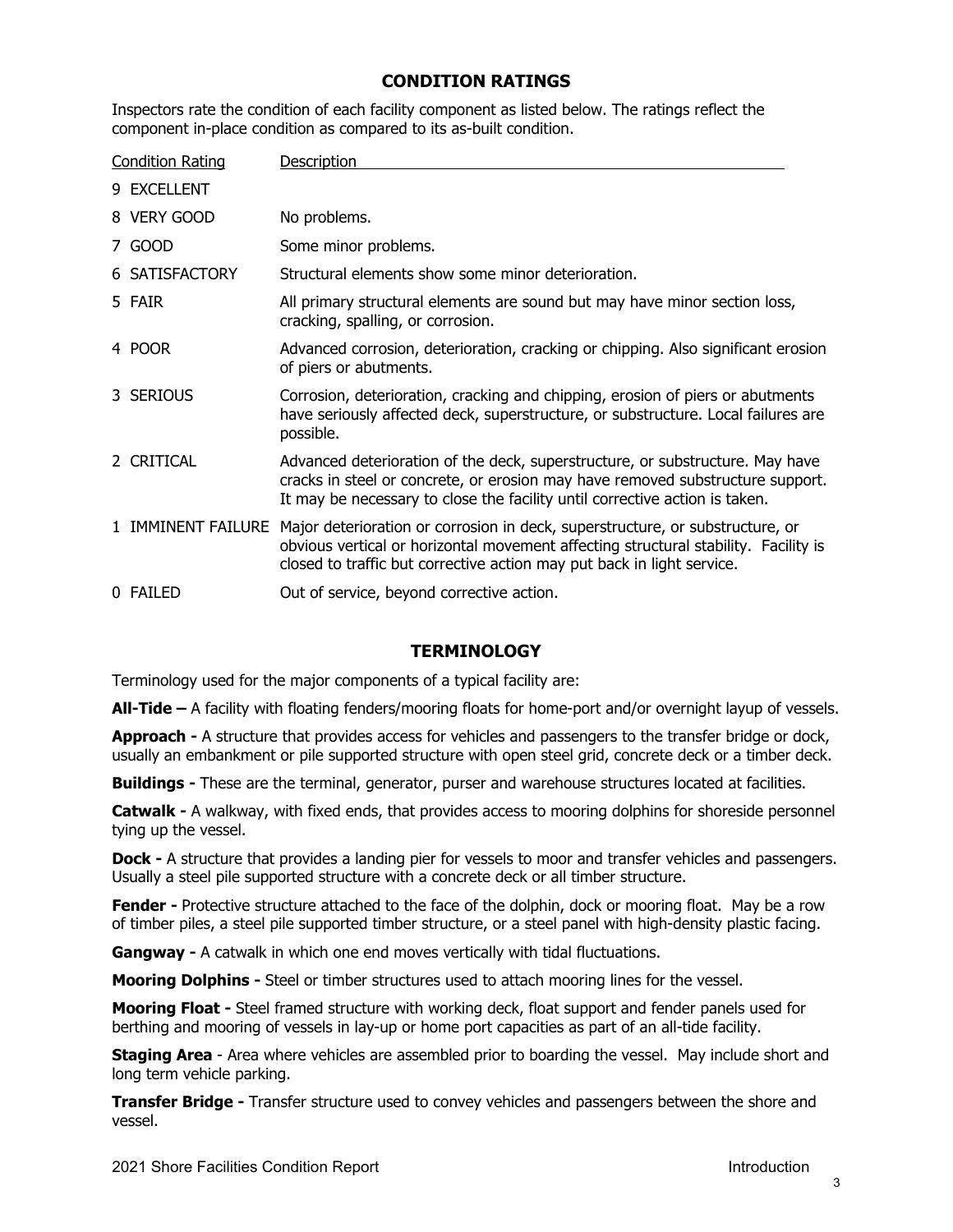## CONDITION RATINGS

Inspectors rate the condition of each facility component as listed below. The ratings reflect the component in-place condition as compared to its as-built condition.

| Condition Rating | Description |
|---|---|
| 9 EXCELLENT | |
| 8 VERY GOOD | No problems. |
| 7 GOOD | Some minor problems. |
| 6 SATISFACTORY | Structural elements show some minor deterioration. |
| 5 FAIR | All primary structural elements are sound but may have minor section loss, cracking, spalling, or corrosion. |
| 4 POOR | Advanced corrosion, deterioration, cracking or chipping. Also significant erosion of piers or abutments. |
| 3 SERIOUS | Corrosion, deterioration, cracking and chipping, erosion of piers or abutments have seriously affected deck, superstructure, or substructure. Local failures are possible. |
| 2 CRITICAL | Advanced deterioration of the deck, superstructure, or substructure. May have cracks in steel or concrete, or erosion may have removed substructure support. It may be necessary to close the facility until corrective action is taken. |
| 1 IMMINENT FAILURE | Major deterioration or corrosion in deck, superstructure, or substructure, or obvious vertical or horizontal movement affecting structural stability. Facility is closed to traffic but corrective action may put back in light service. |
| 0 FAILED | Out of service, beyond corrective action. |

## TERMINOLOGY

Terminology used for the major components of a typical facility are:

**All-Tide –** A facility with floating fenders/mooring floats for home-port and/or overnight layup of vessels.

**Approach -** A structure that provides access for vehicles and passengers to the transfer bridge or dock, usually an embankment or pile supported structure with open steel grid, concrete deck or a timber deck.

**Buildings -** These are the terminal, generator, purser and warehouse structures located at facilities.

**Catwalk -** A walkway, with fixed ends, that provides access to mooring dolphins for shoreside personnel tying up the vessel.

**Dock -** A structure that provides a landing pier for vessels to moor and transfer vehicles and passengers. Usually a steel pile supported structure with a concrete deck or all timber structure.

**Fender -** Protective structure attached to the face of the dolphin, dock or mooring float. May be a row of timber piles, a steel pile supported timber structure, or a steel panel with high-density plastic facing.

**Gangway -** A catwalk in which one end moves vertically with tidal fluctuations.

**Mooring Dolphins -** Steel or timber structures used to attach mooring lines for the vessel.

**Mooring Float -** Steel framed structure with working deck, float support and fender panels used for berthing and mooring of vessels in lay-up or home port capacities as part of an all-tide facility.

**Staging Area** - Area where vehicles are assembled prior to boarding the vessel. May include short and long term vehicle parking.

**Transfer Bridge -** Transfer structure used to convey vehicles and passengers between the shore and vessel.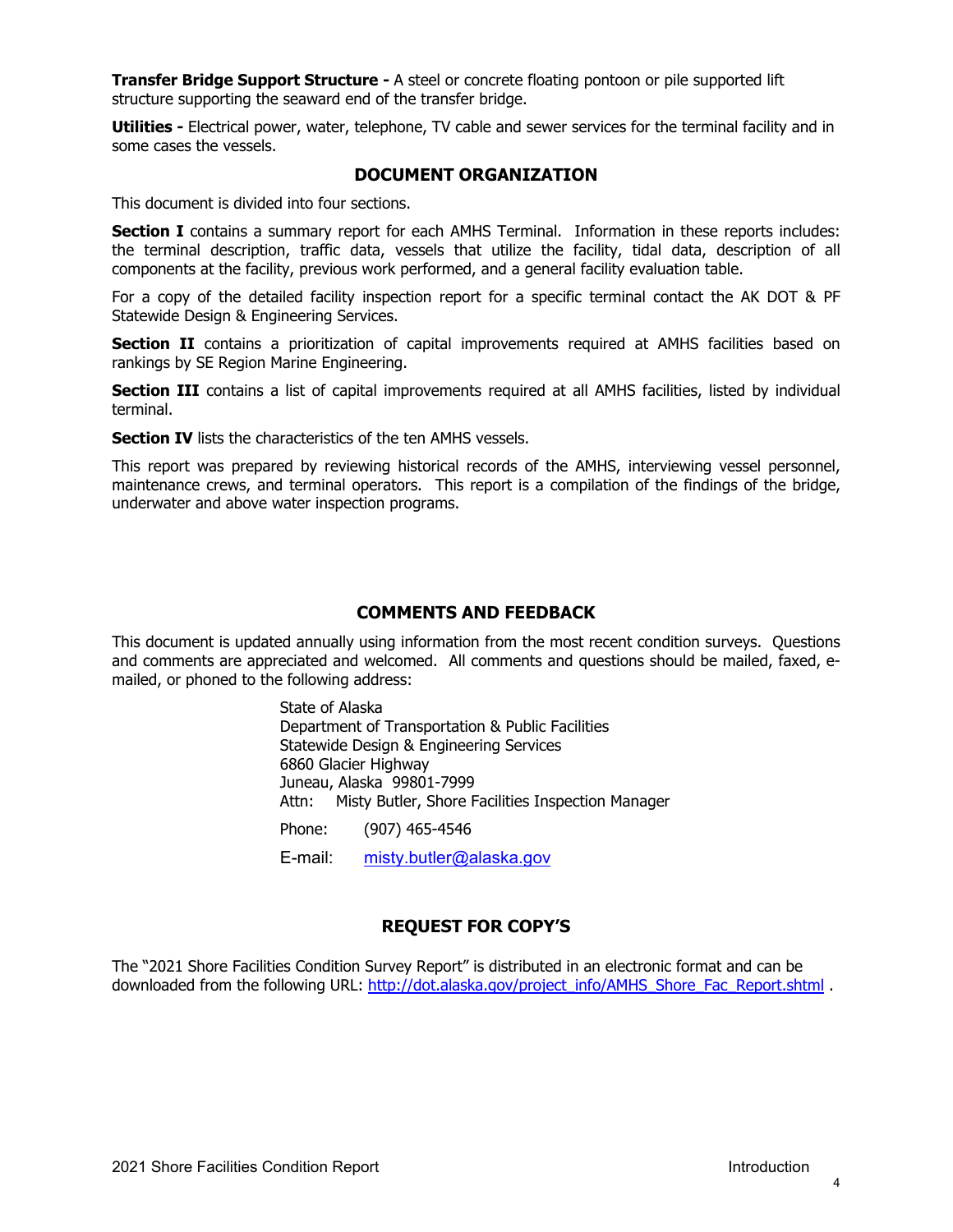**Transfer Bridge Support Structure -** A steel or concrete floating pontoon or pile supported lift structure supporting the seaward end of the transfer bridge.

**Utilities -** Electrical power, water, telephone, TV cable and sewer services for the terminal facility and in some cases the vessels.

## DOCUMENT ORGANIZATION

This document is divided into four sections.

**Section I** contains a summary report for each AMHS Terminal. Information in these reports includes: the terminal description, traffic data, vessels that utilize the facility, tidal data, description of all components at the facility, previous work performed, and a general facility evaluation table.

For a copy of the detailed facility inspection report for a specific terminal contact the AK DOT & PF Statewide Design & Engineering Services.

**Section II** contains a prioritization of capital improvements required at AMHS facilities based on rankings by SE Region Marine Engineering.

**Section III** contains a list of capital improvements required at all AMHS facilities, listed by individual terminal.

**Section IV** lists the characteristics of the ten AMHS vessels.

This report was prepared by reviewing historical records of the AMHS, interviewing vessel personnel, maintenance crews, and terminal operators. This report is a compilation of the findings of the bridge, underwater and above water inspection programs.

## COMMENTS AND FEEDBACK

This document is updated annually using information from the most recent condition surveys. Questions and comments are appreciated and welcomed. All comments and questions should be mailed, faxed, e-mailed, or phoned to the following address:

State of Alaska
Department of Transportation & Public Facilities
Statewide Design & Engineering Services
6860 Glacier Highway
Juneau, Alaska 99801-7999
Attn: Misty Butler, Shore Facilities Inspection Manager

Phone: (907) 465-4546

E-mail: misty.butler@alaska.gov

## REQUEST FOR COPY'S

The "2021 Shore Facilities Condition Survey Report" is distributed in an electronic format and can be downloaded from the following URL: http://dot.alaska.gov/project_info/AMHS_Shore_Fac_Report.shtml .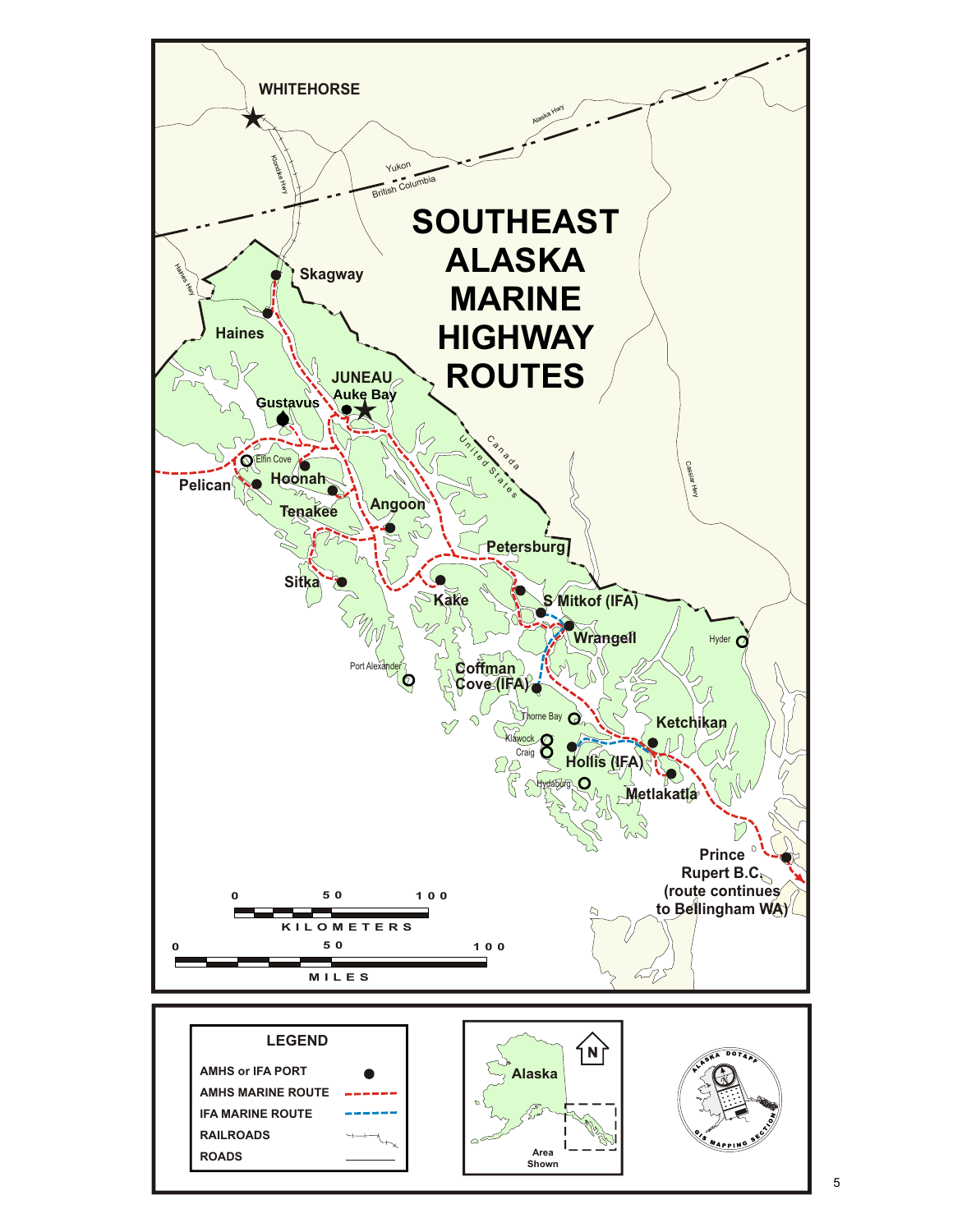# SOUTHEAST ALASKA MARINE HIGHWAY ROUTES

WHITEHORSE

Alaska Hwy

Klondike Hwy

Yukon

British Columbia

Haines Hwy

Skagway

Haines

JUNEAU

Auke Bay

Gustavus

Elfin Cove

Hoonah

Pelican

Tenakee

Angoon

United States

Canada

Cassiar Hwy

Petersburg

Sitka

Kake

S Mitkof (IFA)

Wrangell

Hyder

Port Alexander

Coffman Cove (IFA)

Thorne Bay

Klawock

Craig

Ketchikan

Hollis (IFA)

Hydaburg

Metlakatla

Prince Rupert B.C. (route continues to Bellingham WA)

0 50 100

KILOMETERS

0 50 100

MILES

**LEGEND**

AMHS or IFA PORT

AMHS MARINE ROUTE

IFA MARINE ROUTE

RAILROADS

ROADS

Alaska

Area Shown

N

ALASKA DOT&PF GIS MAPPING SECTION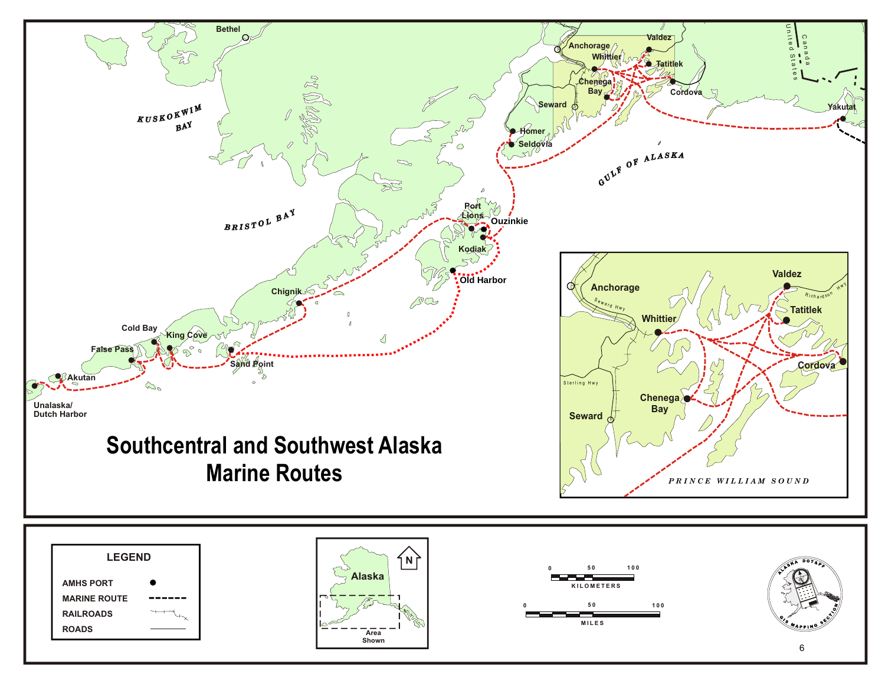# Southcentral and Southwest Alaska Marine Routes

Bethel

KUSKOKWIM BAY

BRISTOL BAY

GULF OF ALASKA

PRINCE WILLIAM SOUND

Anchorage

Whittier

Valdez

Tatitlek

Chenega Bay

Cordova

Seward

Yakutat

Homer

Seldovia

Port Lions

Ouzinkie

Kodiak

Old Harbor

Chignik

Cold Bay

King Cove

False Pass

Sand Point

Akutan

Unalaska/ Dutch Harbor

Canada

United States

Seward Hwy

Sterling Hwy

Richardson Hwy

LEGEND

AMHS PORT

MARINE ROUTE

RAILROADS

ROADS

Alaska

Area Shown

N

0 50 100

KILOMETERS

0 50 100

MILES

ALASKA DOT&PF GIS MAPPING SECTION